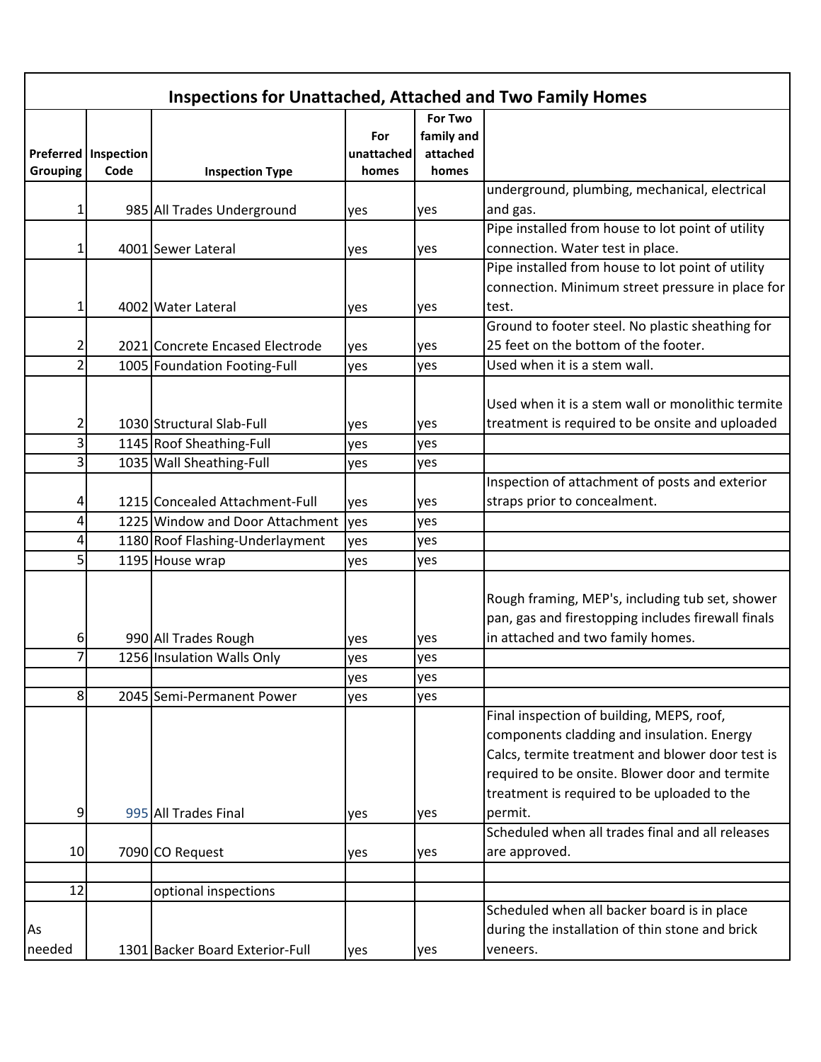## Inspections for Unattached, Attached and Two Family Homes

| Preferred Grouping | Inspection Code | Inspection Type | For unattached homes | For Two family and attached homes | |
|---|---|---|---|---|---|
| 1 | 985 | All Trades Underground | yes | yes | underground, plumbing, mechanical, electrical and gas. |
| 1 | 4001 | Sewer Lateral | yes | yes | Pipe installed from house to lot point of utility connection. Water test in place. |
| 1 | 4002 | Water Lateral | yes | yes | Pipe installed from house to lot point of utility connection. Minimum street pressure in place for test. |
| 2 | 2021 | Concrete Encased Electrode | yes | yes | Ground to footer steel. No plastic sheathing for 25 feet on the bottom of the footer. |
| 2 | 1005 | Foundation Footing-Full | yes | yes | Used when it is a stem wall. |
| 2 | 1030 | Structural Slab-Full | yes | yes | Used when it is a stem wall or monolithic termite treatment is required to be onsite and uploaded |
| 3 | 1145 | Roof Sheathing-Full | yes | yes | |
| 3 | 1035 | Wall Sheathing-Full | yes | yes | |
| 4 | 1215 | Concealed Attachment-Full | yes | yes | Inspection of attachment of posts and exterior straps prior to concealment. |
| 4 | 1225 | Window and Door Attachment | yes | yes | |
| 4 | 1180 | Roof Flashing-Underlayment | yes | yes | |
| 5 | 1195 | House wrap | yes | yes | |
| 6 | 990 | All Trades Rough | yes | yes | Rough framing, MEP's, including tub set, shower pan, gas and firestopping includes firewall finals in attached and two family homes. |
| 7 | 1256 | Insulation Walls Only | yes | yes | |
| | | | yes | yes | |
| 8 | 2045 | Semi-Permanent Power | yes | yes | |
| 9 | 995 | All Trades Final | yes | yes | Final inspection of building, MEPS, roof, components cladding and insulation. Energy Calcs, termite treatment and blower door test is required to be onsite. Blower door and termite treatment is required to be uploaded to the permit. |
| 10 | 7090 | CO Request | yes | yes | Scheduled when all trades final and all releases are approved. |
| | | | | | |
| 12 | | optional inspections | | | |
| As needed | 1301 | Backer Board Exterior-Full | yes | yes | Scheduled when all backer board is in place during the installation of thin stone and brick veneers. |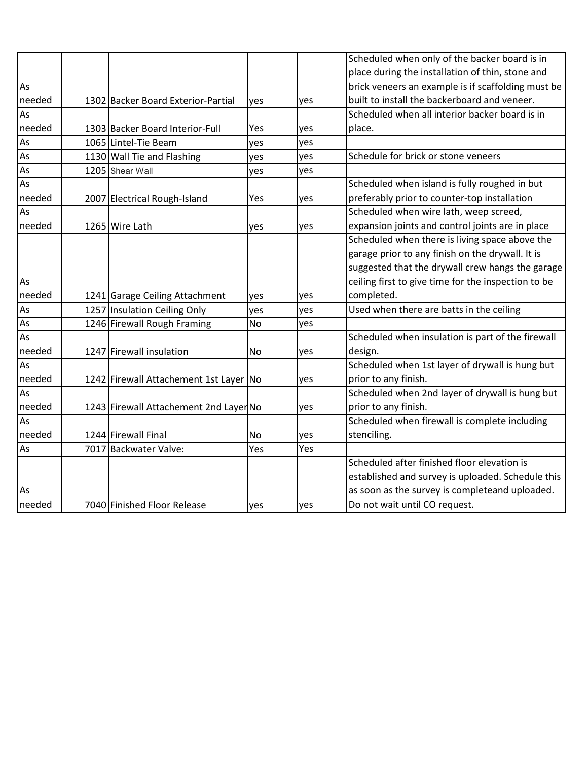| | | | | | |
|---|---|---|---|---|---|
| As needed | 1302 | Backer Board Exterior-Partial | yes | yes | Scheduled when only of the backer board is in place during the installation of thin, stone and brick veneers an example is if scaffolding must be built to install the backerboard and veneer. |
| As needed | 1303 | Backer Board Interior-Full | Yes | yes | Scheduled when all interior backer board is in place. |
| As | 1065 | Lintel-Tie Beam | yes | yes | |
| As | 1130 | Wall Tie and Flashing | yes | yes | Schedule for brick or stone veneers |
| As | 1205 | Shear Wall | yes | yes | |
| As needed | 2007 | Electrical Rough-Island | Yes | yes | Scheduled when island is fully roughed in but preferably prior to counter-top installation |
| As needed | 1265 | Wire Lath | yes | yes | Scheduled when wire lath, weep screed, expansion joints and control joints are in place |
| As needed | 1241 | Garage Ceiling Attachment | yes | yes | Scheduled when there is living space above the garage prior to any finish on the drywall. It is suggested that the drywall crew hangs the garage ceiling first to give time for the inspection to be completed. |
| As | 1257 | Insulation Ceiling Only | yes | yes | Used when there are batts in the ceiling |
| As | 1246 | Firewall Rough Framing | No | yes | |
| As needed | 1247 | Firewall insulation | No | yes | Scheduled when insulation is part of the firewall design. |
| As needed | 1242 | Firewall Attachement 1st Layer | No | yes | Scheduled when 1st layer of drywall is hung but prior to any finish. |
| As needed | 1243 | Firewall Attachement 2nd Layer | No | yes | Scheduled when 2nd layer of drywall is hung but prior to any finish. |
| As needed | 1244 | Firewall Final | No | yes | Scheduled when firewall is complete including stenciling. |
| As | 7017 | Backwater Valve: | Yes | Yes | |
| As needed | 7040 | Finished Floor Release | yes | yes | Scheduled after finished floor elevation is established and survey is uploaded. Schedule this as soon as the survey is completeand uploaded. Do not wait until CO request. |